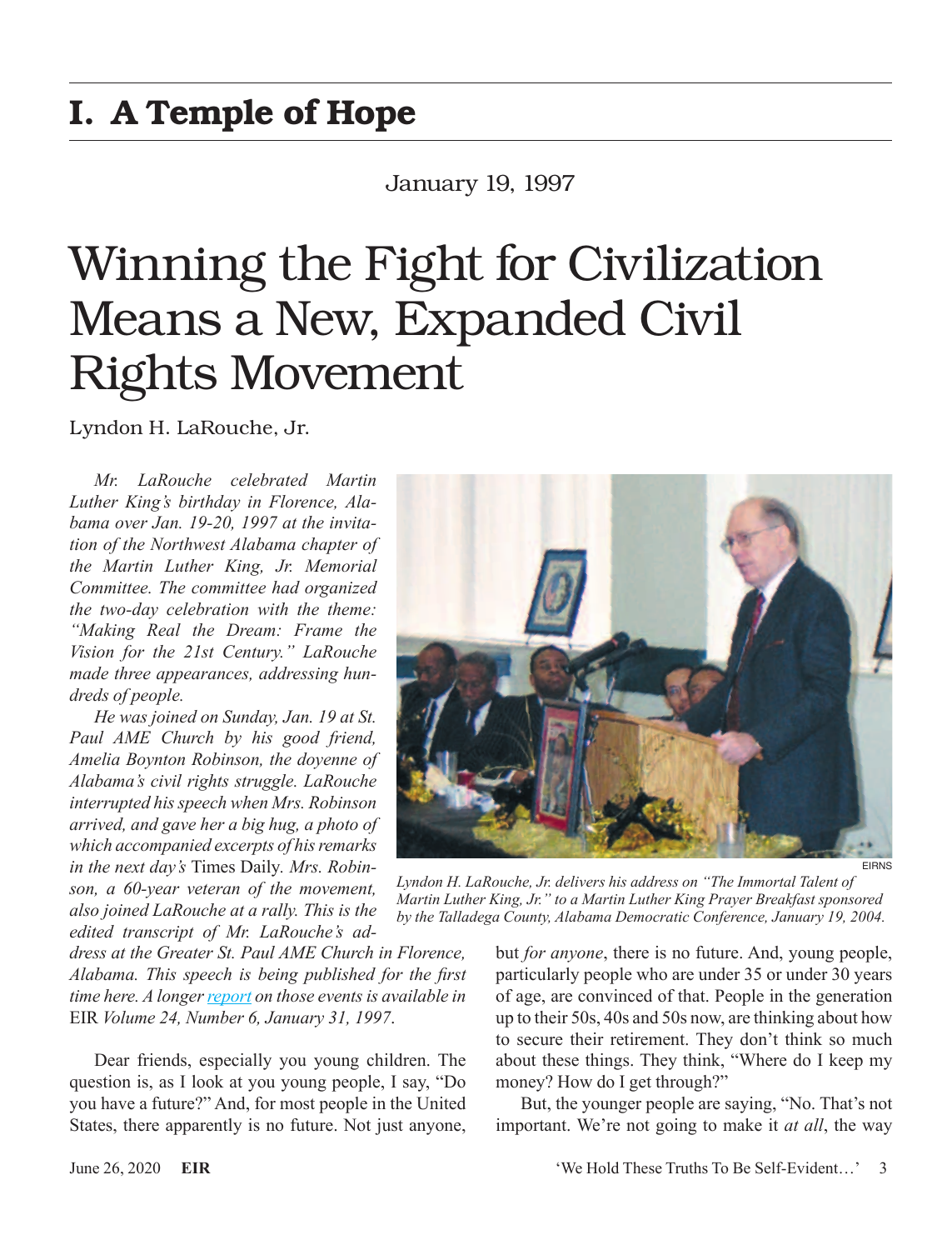# I. A Temple of Hope

January 19, 1997

## Winning the Fight for Civilization Means a New, Expanded Civil Rights Movement

Lyndon H. LaRouche, Jr.

*Mr. LaRouche celebrated Martin Luther King's birthday in Florence, Alabama over Jan. 19-20, 1997 at the invitation of the Northwest Alabama chapter of the Martin Luther King, Jr. Memorial Committee. The committee had organized the two-day celebration with the theme: "Making Real the Dream: Frame the Vision for the 21st Century." LaRouche made three appearances, addressing hundreds of people.*

*He was joined on Sunday, Jan. 19 at St. Paul AME Church by his good friend, Amelia Boynton Robinson, the doyenne of Alabama's civil rights struggle. LaRouche interrupted his speech when Mrs. Robinson arrived, and gave her a big hug, a photo of which accompanied excerpts of his remarks in the next day's* Times Daily. *Mrs. Robinson, a 60-year veteran of the movement, also joined LaRouche at a rally. This is the edited transcript of Mr. LaRouche's address at the Greater St. Paul AME Church in Florence, Alabama. This speech is being published for the first time here. A longer report on those events is available in* EIR *Volume 24, Number 6, January 31, 1997.*

EIRNS

*Lyndon H. LaRouche, Jr. delivers his address on "The Immortal Talent of Martin Luther King, Jr." to a Martin Luther King Prayer Breakfast sponsored by the Talladega County, Alabama Democratic Conference, January 19, 2004.*

Dear friends, especially you young children. The question is, as I look at you young people, I say, "Do you have a future?" And, for most people in the United States, there apparently is no future. Not just anyone, but *for anyone*, there is no future. And, young people, particularly people who are under 35 or under 30 years of age, are convinced of that. People in the generation up to their 50s, 40s and 50s now, are thinking about how to secure their retirement. They don't think so much about these things. They think, "Where do I keep my money? How do I get through?"

But, the younger people are saying, "No. That's not important. We're not going to make it *at all*, the way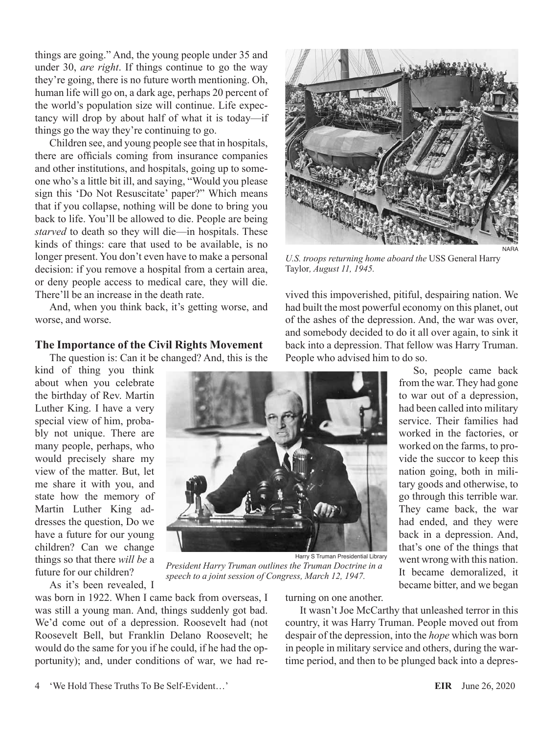things are going." And, the young people under 35 and under 30, *are right*. If things continue to go the way they're going, there is no future worth mentioning. Oh, human life will go on, a dark age, perhaps 20 percent of the world's population size will continue. Life expectancy will drop by about half of what it is today—if things go the way they're continuing to go.

Children see, and young people see that in hospitals, there are officials coming from insurance companies and other institutions, and hospitals, going up to someone who's a little bit ill, and saying, "Would you please sign this 'Do Not Resuscitate' paper?" Which means that if you collapse, nothing will be done to bring you back to life. You'll be allowed to die. People are being *starved* to death so they will die—in hospitals. These kinds of things: care that used to be available, is no longer present. You don't even have to make a personal decision: if you remove a hospital from a certain area, or deny people access to medical care, they will die. There'll be an increase in the death rate.

And, when you think back, it's getting worse, and worse, and worse.

## The Importance of the Civil Rights Movement

The question is: Can it be changed? And, this is the kind of thing you think about when you celebrate the birthday of Rev. Martin Luther King. I have a very special view of him, probably not unique. There are many people, perhaps, who would precisely share my view of the matter. But, let me share it with you, and state how the memory of Martin Luther King addresses the question, Do we have a future for our young children? Can we change things so that there *will be* a future for our children?

As it's been revealed, I was born in 1922. When I came back from overseas, I was still a young man. And, things suddenly got bad. We'd come out of a depression. Roosevelt had (not Roosevelt Bell, but Franklin Delano Roosevelt; he would do the same for you if he could, if he had the opportunity); and, under conditions of war, we had revived this impoverished, pitiful, despairing nation. We had built the most powerful economy on this planet, out of the ashes of the depression. And, the war was over, and somebody decided to do it all over again, to sink it back into a depression. That fellow was Harry Truman. People who advised him to do so.

NARA

*U.S. troops returning home aboard the* USS General Harry Taylor*, August 11, 1945.*

Harry S Truman Presidential Library

*President Harry Truman outlines the Truman Doctrine in a speech to a joint session of Congress, March 12, 1947.*

So, people came back from the war. They had gone to war out of a depression, had been called into military service. Their families had worked in the factories, or worked on the farms, to provide the succor to keep this nation going, both in military goods and otherwise, to go through this terrible war. They came back, the war had ended, and they were back in a depression. And, that's one of the things that went wrong with this nation. It became demoralized, it became bitter, and we began turning on one another.

It wasn't Joe McCarthy that unleashed terror in this country, it was Harry Truman. People moved out from despair of the depression, into the *hope* which was born in people in military service and others, during the wartime period, and then to be plunged back into a depres-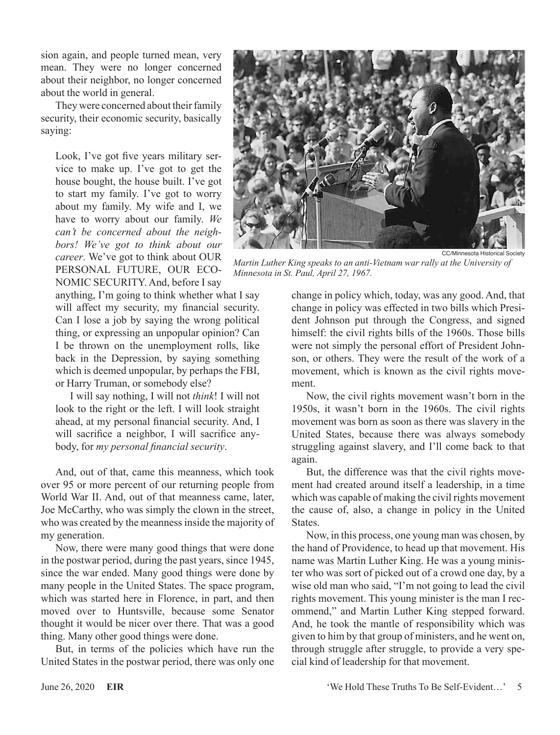sion again, and people turned mean, very mean. They were no longer concerned about their neighbor, no longer concerned about the world in general.

They were concerned about their family security, their economic security, basically saying:

> Look, I've got five years military service to make up. I've got to get the house bought, the house built. I've got to start my family. I've got to worry about my family. My wife and I, we have to worry about our family. *We can't be concerned about the neighbors! We've got to think about our career*. We've got to think about OUR PERSONAL FUTURE, OUR ECONOMIC SECURITY. And, before I say anything, I'm going to think whether what I say will affect my security, my financial security. Can I lose a job by saying the wrong political thing, or expressing an unpopular opinion? Can I be thrown on the unemployment rolls, like back in the Depression, by saying something which is deemed unpopular, by perhaps the FBI, or Harry Truman, or somebody else?
>
> I will say nothing, I will not *think*! I will not look to the right or the left. I will look straight ahead, at my personal financial security. And, I will sacrifice a neighbor, I will sacrifice anybody, for *my personal financial security*.

CC/Minnesota Historical Society

*Martin Luther King speaks to an anti-Vietnam war rally at the University of Minnesota in St. Paul, April 27, 1967.*

And, out of that, came this meanness, which took over 95 or more percent of our returning people from World War II. And, out of that meanness came, later, Joe McCarthy, who was simply the clown in the street, who was created by the meanness inside the majority of my generation.

Now, there were many good things that were done in the postwar period, during the past years, since 1945, since the war ended. Many good things were done by many people in the United States. The space program, which was started here in Florence, in part, and then moved over to Huntsville, because some Senator thought it would be nicer over there. That was a good thing. Many other good things were done.

But, in terms of the policies which have run the United States in the postwar period, there was only one change in policy which, today, was any good. And, that change in policy was effected in two bills which President Johnson put through the Congress, and signed himself: the civil rights bills of the 1960s. Those bills were not simply the personal effort of President Johnson, or others. They were the result of the work of a movement, which is known as the civil rights movement.

Now, the civil rights movement wasn't born in the 1950s, it wasn't born in the 1960s. The civil rights movement was born as soon as there was slavery in the United States, because there was always somebody struggling against slavery, and I'll come back to that again.

But, the difference was that the civil rights movement had created around itself a leadership, in a time which was capable of making the civil rights movement the cause of, also, a change in policy in the United States.

Now, in this process, one young man was chosen, by the hand of Providence, to head up that movement. His name was Martin Luther King. He was a young minister who was sort of picked out of a crowd one day, by a wise old man who said, "I'm not going to lead the civil rights movement. This young minister is the man I recommend," and Martin Luther King stepped forward. And, he took the mantle of responsibility which was given to him by that group of ministers, and he went on, through struggle after struggle, to provide a very special kind of leadership for that movement.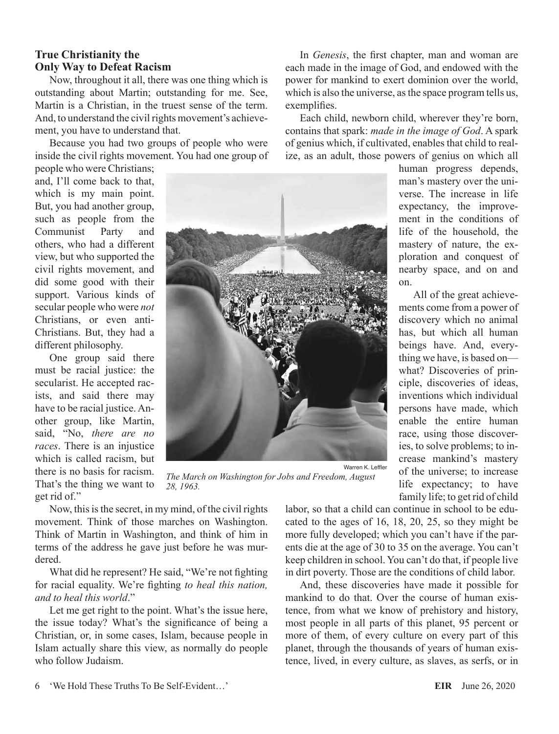## True Christianity the Only Way to Defeat Racism

Now, throughout it all, there was one thing which is outstanding about Martin; outstanding for me. See, Martin is a Christian, in the truest sense of the term. And, to understand the civil rights movement's achievement, you have to understand that.

Because you had two groups of people who were inside the civil rights movement. You had one group of people who were Christians; and, I'll come back to that, which is my main point. But, you had another group, such as people from the Communist Party and others, who had a different view, but who supported the civil rights movement, and did some good with their support. Various kinds of secular people who were *not* Christians, or even anti-Christians. But, they had a different philosophy.

One group said there must be racial justice: the secularist. He accepted racists, and said there may have to be racial justice. Another group, like Martin, said, "No, *there are no races*. There is an injustice which is called racism, but there is no basis for racism. That's the thing we want to get rid of."

Warren K. Leffler

*The March on Washington for Jobs and Freedom, August 28, 1963.*

Now, this is the secret, in my mind, of the civil rights movement. Think of those marches on Washington. Think of Martin in Washington, and think of him in terms of the address he gave just before he was murdered.

What did he represent? He said, "We're not fighting for racial equality. We're fighting *to heal this nation, and to heal this world*."

Let me get right to the point. What's the issue here, the issue today? What's the significance of being a Christian, or, in some cases, Islam, because people in Islam actually share this view, as normally do people who follow Judaism.

In *Genesis*, the first chapter, man and woman are each made in the image of God, and endowed with the power for mankind to exert dominion over the world, which is also the universe, as the space program tells us, exemplifies.

Each child, newborn child, wherever they're born, contains that spark: *made in the image of God*. A spark of genius which, if cultivated, enables that child to realize, as an adult, those powers of genius on which all human progress depends, man's mastery over the universe. The increase in life expectancy, the improvement in the conditions of life of the household, the mastery of nature, the exploration and conquest of nearby space, and on and on.

All of the great achievements come from a power of discovery which no animal has, but which all human beings have. And, everything we have, is based on—what? Discoveries of principle, discoveries of ideas, inventions which individual persons have made, which enable the entire human race, using those discoveries, to solve problems; to increase mankind's mastery of the universe; to increase life expectancy; to have family life; to get rid of child labor, so that a child can continue in school to be educated to the ages of 16, 18, 20, 25, so they might be more fully developed; which you can't have if the parents die at the age of 30 to 35 on the average. You can't keep children in school. You can't do that, if people live in dirt poverty. Those are the conditions of child labor.

And, these discoveries have made it possible for mankind to do that. Over the course of human existence, from what we know of prehistory and history, most people in all parts of this planet, 95 percent or more of them, of every culture on every part of this planet, through the thousands of years of human existence, lived, in every culture, as slaves, as serfs, or in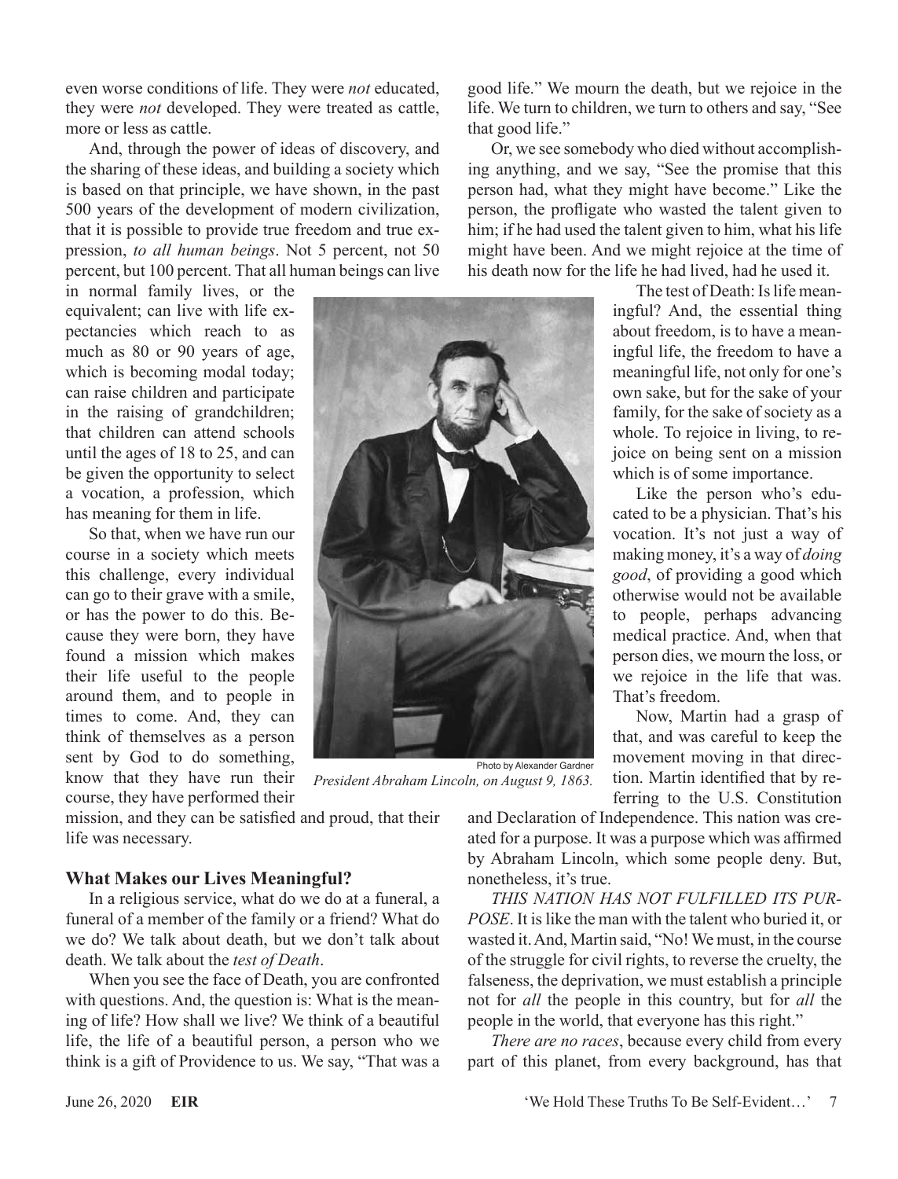even worse conditions of life. They were *not* educated, they were *not* developed. They were treated as cattle, more or less as cattle.

And, through the power of ideas of discovery, and the sharing of these ideas, and building a society which is based on that principle, we have shown, in the past 500 years of the development of modern civilization, that it is possible to provide true freedom and true expression, *to all human beings*. Not 5 percent, not 50 percent, but 100 percent. That all human beings can live in normal family lives, or the equivalent; can live with life expectancies which reach to as much as 80 or 90 years of age, which is becoming modal today; can raise children and participate in the raising of grandchildren; that children can attend schools until the ages of 18 to 25, and can be given the opportunity to select a vocation, a profession, which has meaning for them in life.

So that, when we have run our course in a society which meets this challenge, every individual can go to their grave with a smile, or has the power to do this. Because they were born, they have found a mission which makes their life useful to the people around them, and to people in times to come. And, they can think of themselves as a person sent by God to do something, know that they have run their course, they have performed their mission, and they can be satisfied and proud, that their life was necessary.

Photo by Alexander Gardner

*President Abraham Lincoln, on August 9, 1863.*

### What Makes our Lives Meaningful?

In a religious service, what do we do at a funeral, a funeral of a member of the family or a friend? What do we do? We talk about death, but we don't talk about death. We talk about the *test of Death*.

When you see the face of Death, you are confronted with questions. And, the question is: What is the meaning of life? How shall we live? We think of a beautiful life, the life of a beautiful person, a person who we think is a gift of Providence to us. We say, "That was a good life." We mourn the death, but we rejoice in the life. We turn to children, we turn to others and say, "See that good life."

Or, we see somebody who died without accomplishing anything, and we say, "See the promise that this person had, what they might have become." Like the person, the profligate who wasted the talent given to him; if he had used the talent given to him, what his life might have been. And we might rejoice at the time of his death now for the life he had lived, had he used it.

The test of Death: Is life meaningful? And, the essential thing about freedom, is to have a meaningful life, the freedom to have a meaningful life, not only for one's own sake, but for the sake of your family, for the sake of society as a whole. To rejoice in living, to rejoice on being sent on a mission which is of some importance.

Like the person who's educated to be a physician. That's his vocation. It's not just a way of making money, it's a way of *doing good*, of providing a good which otherwise would not be available to people, perhaps advancing medical practice. And, when that person dies, we mourn the loss, or we rejoice in the life that was. That's freedom.

Now, Martin had a grasp of that, and was careful to keep the movement moving in that direction. Martin identified that by referring to the U.S. Constitution and Declaration of Independence. This nation was created for a purpose. It was a purpose which was affirmed by Abraham Lincoln, which some people deny. But, nonetheless, it's true.

*THIS NATION HAS NOT FULFILLED ITS PURPOSE*. It is like the man with the talent who buried it, or wasted it. And, Martin said, "No! We must, in the course of the struggle for civil rights, to reverse the cruelty, the falseness, the deprivation, we must establish a principle not for *all* the people in this country, but for *all* the people in the world, that everyone has this right."

*There are no races*, because every child from every part of this planet, from every background, has that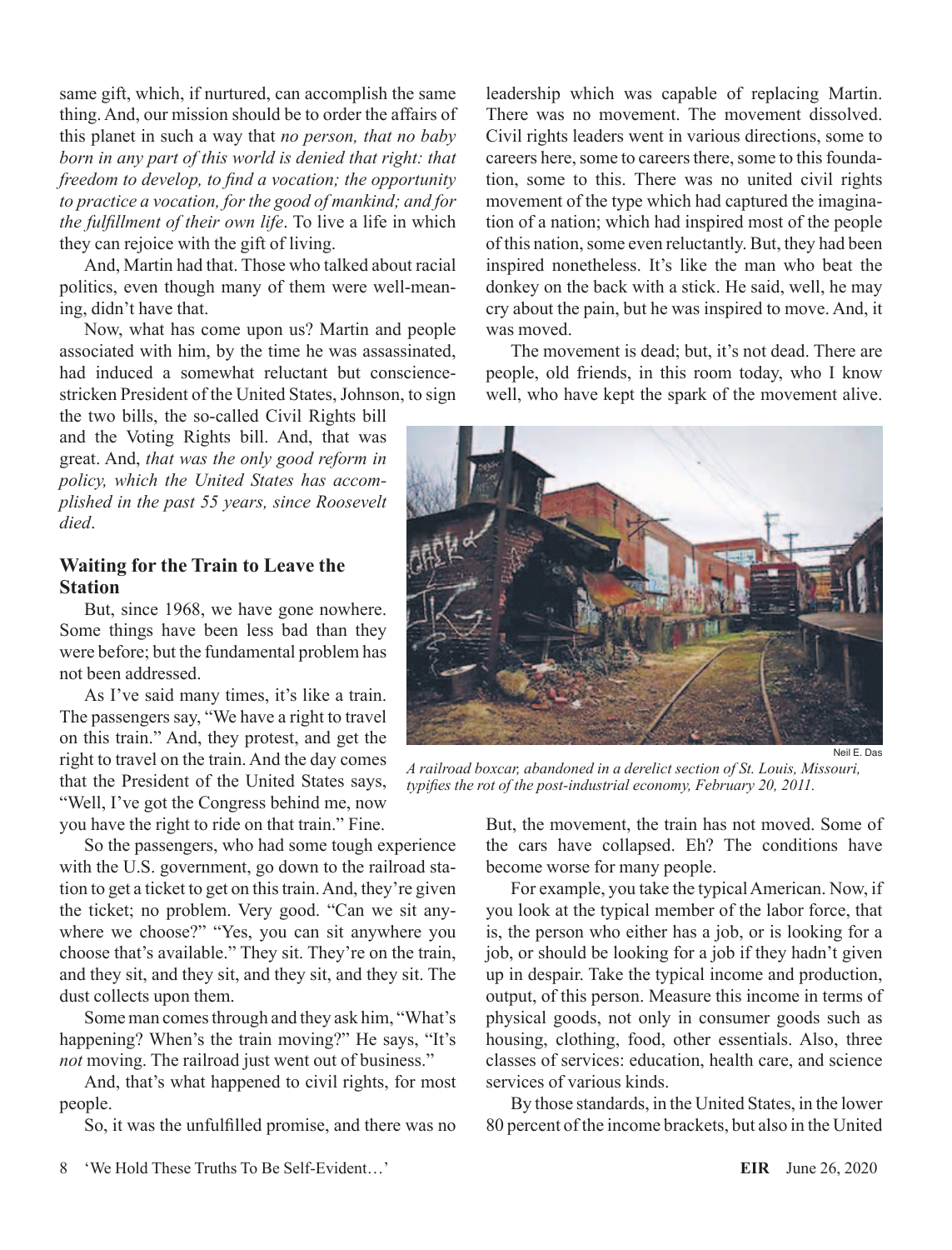same gift, which, if nurtured, can accomplish the same thing. And, our mission should be to order the affairs of this planet in such a way that *no person, that no baby born in any part of this world is denied that right: that freedom to develop, to find a vocation; the opportunity to practice a vocation, for the good of mankind; and for the fulfillment of their own life*. To live a life in which they can rejoice with the gift of living.

And, Martin had that. Those who talked about racial politics, even though many of them were well-meaning, didn't have that.

Now, what has come upon us? Martin and people associated with him, by the time he was assassinated, had induced a somewhat reluctant but conscience-stricken President of the United States, Johnson, to sign the two bills, the so-called Civil Rights bill and the Voting Rights bill. And, that was great. And, *that was the only good reform in policy, which the United States has accomplished in the past 55 years, since Roosevelt died*.

### Waiting for the Train to Leave the Station

But, since 1968, we have gone nowhere. Some things have been less bad than they were before; but the fundamental problem has not been addressed.

As I've said many times, it's like a train. The passengers say, "We have a right to travel on this train." And, they protest, and get the right to travel on the train. And the day comes that the President of the United States says, "Well, I've got the Congress behind me, now you have the right to ride on that train." Fine.

So the passengers, who had some tough experience with the U.S. government, go down to the railroad station to get a ticket to get on this train. And, they're given the ticket; no problem. Very good. "Can we sit anywhere we choose?" "Yes, you can sit anywhere you choose that's available." They sit. They're on the train, and they sit, and they sit, and they sit, and they sit. The dust collects upon them.

Some man comes through and they ask him, "What's happening? When's the train moving?" He says, "It's *not* moving. The railroad just went out of business."

And, that's what happened to civil rights, for most people.

So, it was the unfulfilled promise, and there was no leadership which was capable of replacing Martin. There was no movement. The movement dissolved. Civil rights leaders went in various directions, some to careers here, some to careers there, some to this foundation, some to this. There was no united civil rights movement of the type which had captured the imagination of a nation; which had inspired most of the people of this nation, some even reluctantly. But, they had been inspired nonetheless. It's like the man who beat the donkey on the back with a stick. He said, well, he may cry about the pain, but he was inspired to move. And, it was moved.

The movement is dead; but, it's not dead. There are people, old friends, in this room today, who I know well, who have kept the spark of the movement alive.

Neil E. Das

*A railroad boxcar, abandoned in a derelict section of St. Louis, Missouri, typifies the rot of the post-industrial economy, February 20, 2011.*

But, the movement, the train has not moved. Some of the cars have collapsed. Eh? The conditions have become worse for many people.

For example, you take the typical American. Now, if you look at the typical member of the labor force, that is, the person who either has a job, or is looking for a job, or should be looking for a job if they hadn't given up in despair. Take the typical income and production, output, of this person. Measure this income in terms of physical goods, not only in consumer goods such as housing, clothing, food, other essentials. Also, three classes of services: education, health care, and science services of various kinds.

By those standards, in the United States, in the lower 80 percent of the income brackets, but also in the United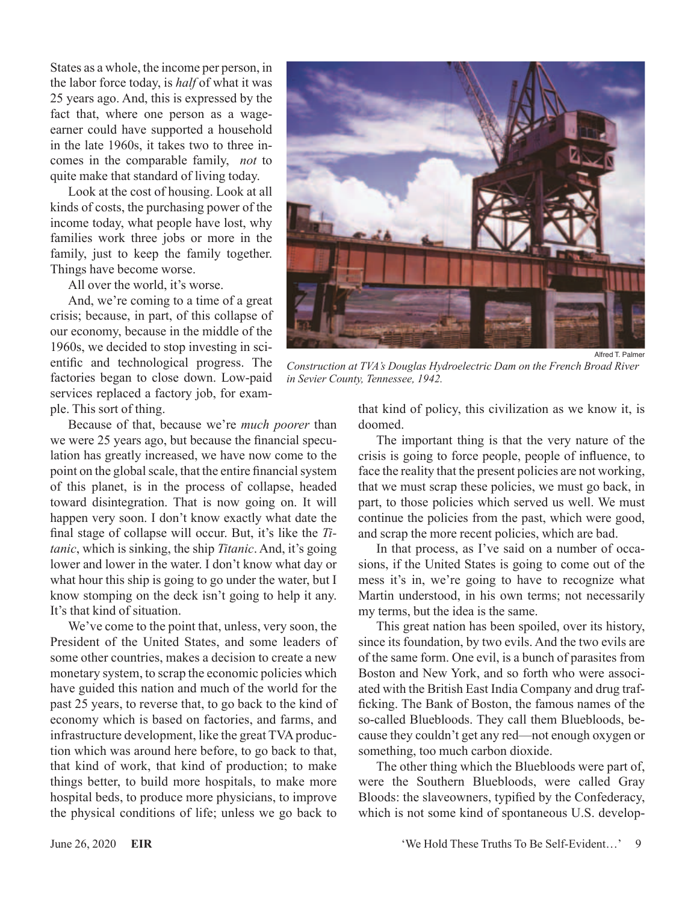States as a whole, the income per person, in the labor force today, is *half* of what it was 25 years ago. And, this is expressed by the fact that, where one person as a wage-earner could have supported a household in the late 1960s, it takes two to three incomes in the comparable family, *not* to quite make that standard of living today.

Look at the cost of housing. Look at all kinds of costs, the purchasing power of the income today, what people have lost, why families work three jobs or more in the family, just to keep the family together. Things have become worse.

All over the world, it's worse.

And, we're coming to a time of a great crisis; because, in part, of this collapse of our economy, because in the middle of the 1960s, we decided to stop investing in scientific and technological progress. The factories began to close down. Low-paid services replaced a factory job, for example. This sort of thing.

Because of that, because we're *much poorer* than we were 25 years ago, but because the financial speculation has greatly increased, we have now come to the point on the global scale, that the entire financial system of this planet, is in the process of collapse, headed toward disintegration. That is now going on. It will happen very soon. I don't know exactly what date the final stage of collapse will occur. But, it's like the *Titanic*, which is sinking, the ship *Titanic*. And, it's going lower and lower in the water. I don't know what day or what hour this ship is going to go under the water, but I know stomping on the deck isn't going to help it any. It's that kind of situation.

We've come to the point that, unless, very soon, the President of the United States, and some leaders of some other countries, makes a decision to create a new monetary system, to scrap the economic policies which have guided this nation and much of the world for the past 25 years, to reverse that, to go back to the kind of economy which is based on factories, and farms, and infrastructure development, like the great TVA production which was around here before, to go back to that, that kind of work, that kind of production; to make things better, to build more hospitals, to make more hospital beds, to produce more physicians, to improve the physical conditions of life; unless we go back to that kind of policy, this civilization as we know it, is doomed.

Alfred T. Palmer

*Construction at TVA's Douglas Hydroelectric Dam on the French Broad River in Sevier County, Tennessee, 1942.*

The important thing is that the very nature of the crisis is going to force people, people of influence, to face the reality that the present policies are not working, that we must scrap these policies, we must go back, in part, to those policies which served us well. We must continue the policies from the past, which were good, and scrap the more recent policies, which are bad.

In that process, as I've said on a number of occasions, if the United States is going to come out of the mess it's in, we're going to have to recognize what Martin understood, in his own terms; not necessarily my terms, but the idea is the same.

This great nation has been spoiled, over its history, since its foundation, by two evils. And the two evils are of the same form. One evil, is a bunch of parasites from Boston and New York, and so forth who were associated with the British East India Company and drug trafficking. The Bank of Boston, the famous names of the so-called Bluebloods. They call them Bluebloods, because they couldn't get any red—not enough oxygen or something, too much carbon dioxide.

The other thing which the Bluebloods were part of, were the Southern Bluebloods, were called Gray Bloods: the slaveowners, typified by the Confederacy, which is not some kind of spontaneous U.S. develop-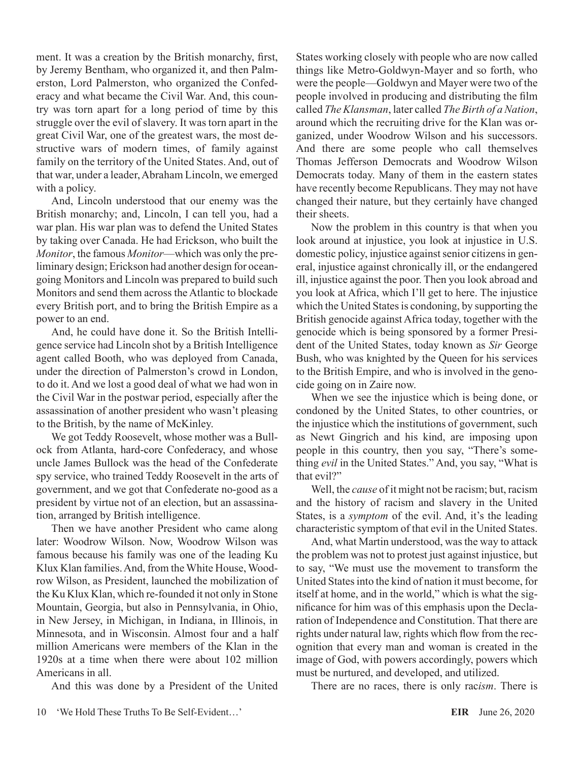ment. It was a creation by the British monarchy, first, by Jeremy Bentham, who organized it, and then Palmerston, Lord Palmerston, who organized the Confederacy and what became the Civil War. And, this country was torn apart for a long period of time by this struggle over the evil of slavery. It was torn apart in the great Civil War, one of the greatest wars, the most destructive wars of modern times, of family against family on the territory of the United States. And, out of that war, under a leader, Abraham Lincoln, we emerged with a policy.

And, Lincoln understood that our enemy was the British monarchy; and, Lincoln, I can tell you, had a war plan. His war plan was to defend the United States by taking over Canada. He had Erickson, who built the *Monitor*, the famous *Monitor*—which was only the preliminary design; Erickson had another design for ocean-going Monitors and Lincoln was prepared to build such Monitors and send them across the Atlantic to blockade every British port, and to bring the British Empire as a power to an end.

And, he could have done it. So the British Intelligence service had Lincoln shot by a British Intelligence agent called Booth, who was deployed from Canada, under the direction of Palmerston's crowd in London, to do it. And we lost a good deal of what we had won in the Civil War in the postwar period, especially after the assassination of another president who wasn't pleasing to the British, by the name of McKinley.

We got Teddy Roosevelt, whose mother was a Bullock from Atlanta, hard-core Confederacy, and whose uncle James Bullock was the head of the Confederate spy service, who trained Teddy Roosevelt in the arts of government, and we got that Confederate no-good as a president by virtue not of an election, but an assassination, arranged by British intelligence.

Then we have another President who came along later: Woodrow Wilson. Now, Woodrow Wilson was famous because his family was one of the leading Ku Klux Klan families. And, from the White House, Woodrow Wilson, as President, launched the mobilization of the Ku Klux Klan, which re-founded it not only in Stone Mountain, Georgia, but also in Pennsylvania, in Ohio, in New Jersey, in Michigan, in Indiana, in Illinois, in Minnesota, and in Wisconsin. Almost four and a half million Americans were members of the Klan in the 1920s at a time when there were about 102 million Americans in all.

And this was done by a President of the United States working closely with people who are now called things like Metro-Goldwyn-Mayer and so forth, who were the people—Goldwyn and Mayer were two of the people involved in producing and distributing the film called *The Klansman*, later called *The Birth of a Nation*, around which the recruiting drive for the Klan was organized, under Woodrow Wilson and his successors. And there are some people who call themselves Thomas Jefferson Democrats and Woodrow Wilson Democrats today. Many of them in the eastern states have recently become Republicans. They may not have changed their nature, but they certainly have changed their sheets.

Now the problem in this country is that when you look around at injustice, you look at injustice in U.S. domestic policy, injustice against senior citizens in general, injustice against chronically ill, or the endangered ill, injustice against the poor. Then you look abroad and you look at Africa, which I'll get to here. The injustice which the United States is condoning, by supporting the British genocide against Africa today, together with the genocide which is being sponsored by a former President of the United States, today known as *Sir* George Bush, who was knighted by the Queen for his services to the British Empire, and who is involved in the genocide going on in Zaire now.

When we see the injustice which is being done, or condoned by the United States, to other countries, or the injustice which the institutions of government, such as Newt Gingrich and his kind, are imposing upon people in this country, then you say, "There's something *evil* in the United States." And, you say, "What is that evil?"

Well, the *cause* of it might not be racism; but, racism and the history of racism and slavery in the United States, is a *symptom* of the evil. And, it's the leading characteristic symptom of that evil in the United States.

And, what Martin understood, was the way to attack the problem was not to protest just against injustice, but to say, "We must use the movement to transform the United States into the kind of nation it must become, for itself at home, and in the world," which is what the significance for him was of this emphasis upon the Declaration of Independence and Constitution. That there are rights under natural law, rights which flow from the recognition that every man and woman is created in the image of God, with powers accordingly, powers which must be nurtured, and developed, and utilized.

There are no races, there is only rac*ism*. There is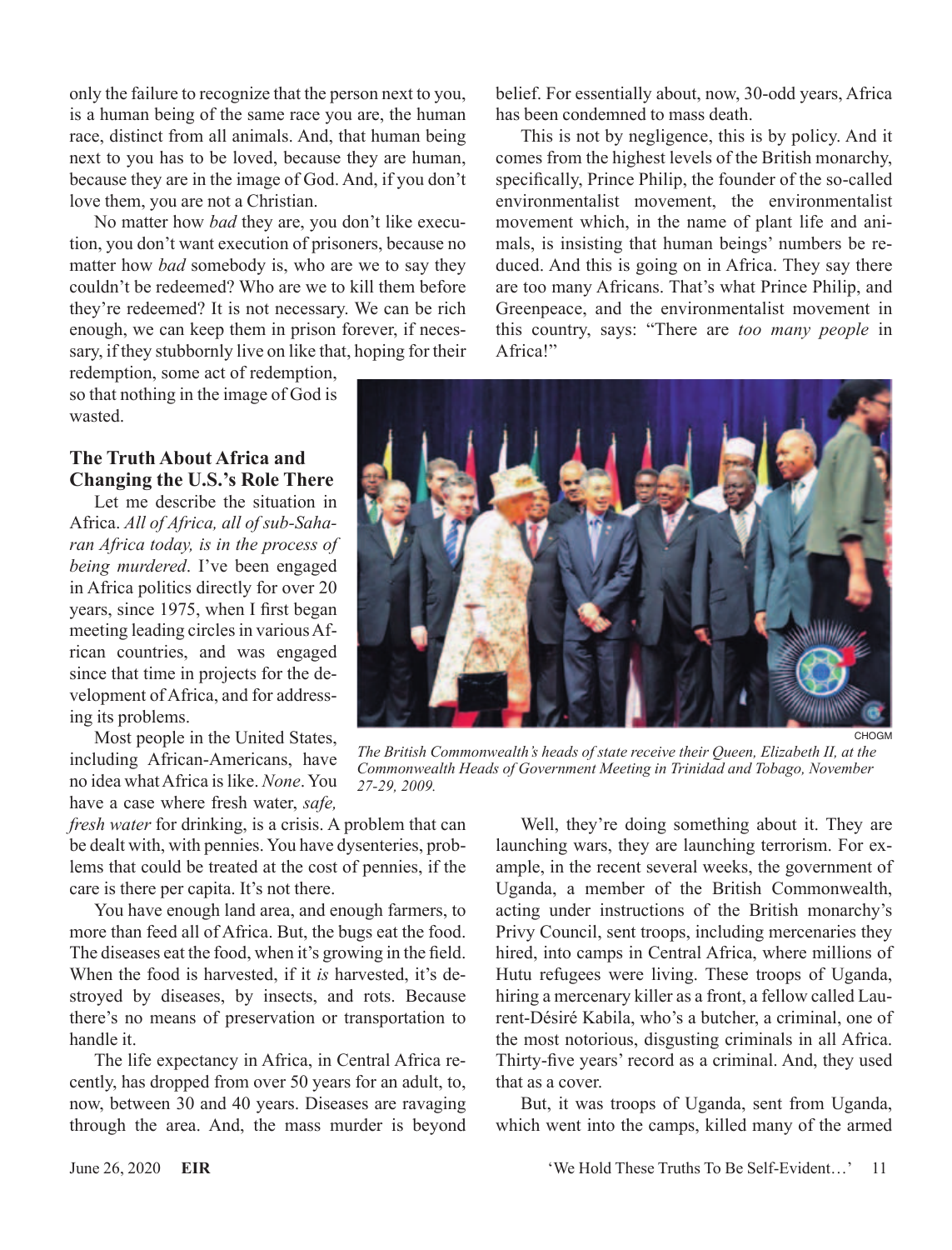only the failure to recognize that the person next to you, is a human being of the same race you are, the human race, distinct from all animals. And, that human being next to you has to be loved, because they are human, because they are in the image of God. And, if you don't love them, you are not a Christian.

No matter how *bad* they are, you don't like execution, you don't want execution of prisoners, because no matter how *bad* somebody is, who are we to say they couldn't be redeemed? Who are we to kill them before they're redeemed? It is not necessary. We can be rich enough, we can keep them in prison forever, if necessary, if they stubbornly live on like that, hoping for their redemption, some act of redemption, so that nothing in the image of God is wasted.

### The Truth About Africa and Changing the U.S.'s Role There

Let me describe the situation in Africa. *All of Africa, all of sub-Saharan Africa today, is in the process of being murdered*. I've been engaged in Africa politics directly for over 20 years, since 1975, when I first began meeting leading circles in various African countries, and was engaged since that time in projects for the development of Africa, and for addressing its problems.

Most people in the United States, including African-Americans, have no idea what Africa is like. *None*. You have a case where fresh water, *safe, fresh water* for drinking, is a crisis. A problem that can be dealt with, with pennies. You have dysenteries, problems that could be treated at the cost of pennies, if the care is there per capita. It's not there.

You have enough land area, and enough farmers, to more than feed all of Africa. But, the bugs eat the food. The diseases eat the food, when it's growing in the field. When the food is harvested, if it *is* harvested, it's destroyed by diseases, by insects, and rots. Because there's no means of preservation or transportation to handle it.

The life expectancy in Africa, in Central Africa recently, has dropped from over 50 years for an adult, to, now, between 30 and 40 years. Diseases are ravaging through the area. And, the mass murder is beyond belief. For essentially about, now, 30-odd years, Africa has been condemned to mass death.

This is not by negligence, this is by policy. And it comes from the highest levels of the British monarchy, specifically, Prince Philip, the founder of the so-called environmentalist movement, the environmentalist movement which, in the name of plant life and animals, is insisting that human beings' numbers be reduced. And this is going on in Africa. They say there are too many Africans. That's what Prince Philip, and Greenpeace, and the environmentalist movement in this country, says: "There are *too many people* in Africa!"

CHOGM

*The British Commonwealth's heads of state receive their Queen, Elizabeth II, at the Commonwealth Heads of Government Meeting in Trinidad and Tobago, November 27-29, 2009.*

Well, they're doing something about it. They are launching wars, they are launching terrorism. For example, in the recent several weeks, the government of Uganda, a member of the British Commonwealth, acting under instructions of the British monarchy's Privy Council, sent troops, including mercenaries they hired, into camps in Central Africa, where millions of Hutu refugees were living. These troops of Uganda, hiring a mercenary killer as a front, a fellow called Laurent-Désiré Kabila, who's a butcher, a criminal, one of the most notorious, disgusting criminals in all Africa. Thirty-five years' record as a criminal. And, they used that as a cover.

But, it was troops of Uganda, sent from Uganda, which went into the camps, killed many of the armed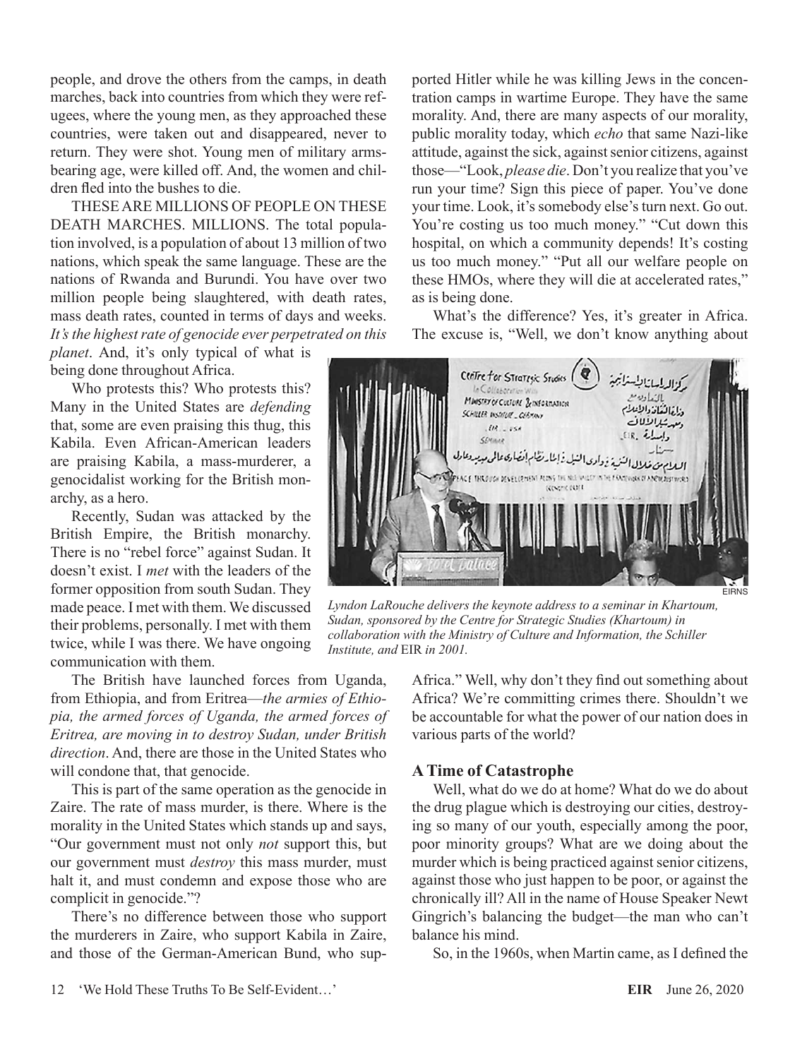people, and drove the others from the camps, in death marches, back into countries from which they were refugees, where the young men, as they approached these countries, were taken out and disappeared, never to return. They were shot. Young men of military arms-bearing age, were killed off. And, the women and children fled into the bushes to die.

THESE ARE MILLIONS OF PEOPLE ON THESE DEATH MARCHES. MILLIONS. The total population involved, is a population of about 13 million of two nations, which speak the same language. These are the nations of Rwanda and Burundi. You have over two million people being slaughtered, with death rates, mass death rates, counted in terms of days and weeks. *It's the highest rate of genocide ever perpetrated on this planet*. And, it's only typical of what is being done throughout Africa.

Who protests this? Who protests this? Many in the United States are *defending* that, some are even praising this thug, this Kabila. Even African-American leaders are praising Kabila, a mass-murderer, a genocidalist working for the British monarchy, as a hero.

Recently, Sudan was attacked by the British Empire, the British monarchy. There is no "rebel force" against Sudan. It doesn't exist. I *met* with the leaders of the former opposition from south Sudan. They made peace. I met with them. We discussed their problems, personally. I met with them twice, while I was there. We have ongoing communication with them.

The British have launched forces from Uganda, from Ethiopia, and from Eritrea—*the armies of Ethiopia, the armed forces of Uganda, the armed forces of Eritrea, are moving in to destroy Sudan, under British direction*. And, there are those in the United States who will condone that, that genocide.

This is part of the same operation as the genocide in Zaire. The rate of mass murder, is there. Where is the morality in the United States which stands up and says, "Our government must not only *not* support this, but our government must *destroy* this mass murder, must halt it, and must condemn and expose those who are complicit in genocide."?

There's no difference between those who support the murderers in Zaire, who support Kabila in Zaire, and those of the German-American Bund, who supported Hitler while he was killing Jews in the concentration camps in wartime Europe. They have the same morality. And, there are many aspects of our morality, public morality today, which *echo* that same Nazi-like attitude, against the sick, against senior citizens, against those—"Look, *please die*. Don't you realize that you've run your time? Sign this piece of paper. You've done your time. Look, it's somebody else's turn next. Go out. You're costing us too much money." "Cut down this hospital, on which a community depends! It's costing us too much money." "Put all our welfare people on these HMOs, where they will die at accelerated rates," as is being done.

What's the difference? Yes, it's greater in Africa. The excuse is, "Well, we don't know anything about Africa." Well, why don't they find out something about Africa? We're committing crimes there. Shouldn't we be accountable for what the power of our nation does in various parts of the world?

EIRNS

*Lyndon LaRouche delivers the keynote address to a seminar in Khartoum, Sudan, sponsored by the Centre for Strategic Studies (Khartoum) in collaboration with the Ministry of Culture and Information, the Schiller Institute, and* EIR *in 2001.*

## A Time of Catastrophe

Well, what do we do at home? What do we do about the drug plague which is destroying our cities, destroying so many of our youth, especially among the poor, poor minority groups? What are we doing about the murder which is being practiced against senior citizens, against those who just happen to be poor, or against the chronically ill? All in the name of House Speaker Newt Gingrich's balancing the budget—the man who can't balance his mind.

So, in the 1960s, when Martin came, as I defined the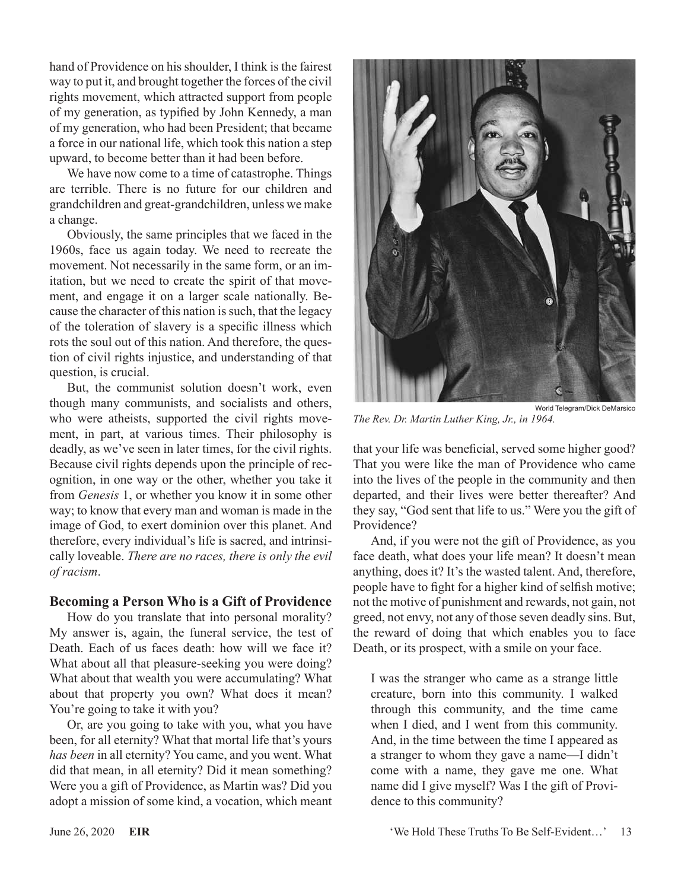hand of Providence on his shoulder, I think is the fairest way to put it, and brought together the forces of the civil rights movement, which attracted support from people of my generation, as typified by John Kennedy, a man of my generation, who had been President; that became a force in our national life, which took this nation a step upward, to become better than it had been before.

We have now come to a time of catastrophe. Things are terrible. There is no future for our children and grandchildren and great-grandchildren, unless we make a change.

Obviously, the same principles that we faced in the 1960s, face us again today. We need to recreate the movement. Not necessarily in the same form, or an imitation, but we need to create the spirit of that movement, and engage it on a larger scale nationally. Because the character of this nation is such, that the legacy of the toleration of slavery is a specific illness which rots the soul out of this nation. And therefore, the question of civil rights injustice, and understanding of that question, is crucial.

But, the communist solution doesn't work, even though many communists, and socialists and others, who were atheists, supported the civil rights movement, in part, at various times. Their philosophy is deadly, as we've seen in later times, for the civil rights. Because civil rights depends upon the principle of recognition, in one way or the other, whether you take it from *Genesis* 1, or whether you know it in some other way; to know that every man and woman is made in the image of God, to exert dominion over this planet. And therefore, every individual's life is sacred, and intrinsically loveable. *There are no races, there is only the evil of racism*.

World Telegram/Dick DeMarsico

*The Rev. Dr. Martin Luther King, Jr., in 1964.*

## Becoming a Person Who is a Gift of Providence

How do you translate that into personal morality? My answer is, again, the funeral service, the test of Death. Each of us faces death: how will we face it? What about all that pleasure-seeking you were doing? What about that wealth you were accumulating? What about that property you own? What does it mean? You're going to take it with you?

Or, are you going to take with you, what you have been, for all eternity? What that mortal life that's yours *has been* in all eternity? You came, and you went. What did that mean, in all eternity? Did it mean something? Were you a gift of Providence, as Martin was? Did you adopt a mission of some kind, a vocation, which meant that your life was beneficial, served some higher good? That you were like the man of Providence who came into the lives of the people in the community and then departed, and their lives were better thereafter? And they say, "God sent that life to us." Were you the gift of Providence?

And, if you were not the gift of Providence, as you face death, what does your life mean? It doesn't mean anything, does it? It's the wasted talent. And, therefore, people have to fight for a higher kind of selfish motive; not the motive of punishment and rewards, not gain, not greed, not envy, not any of those seven deadly sins. But, the reward of doing that which enables you to face Death, or its prospect, with a smile on your face.

> I was the stranger who came as a strange little creature, born into this community. I walked through this community, and the time came when I died, and I went from this community. And, in the time between the time I appeared as a stranger to whom they gave a name—I didn't come with a name, they gave me one. What name did I give myself? Was I the gift of Providence to this community?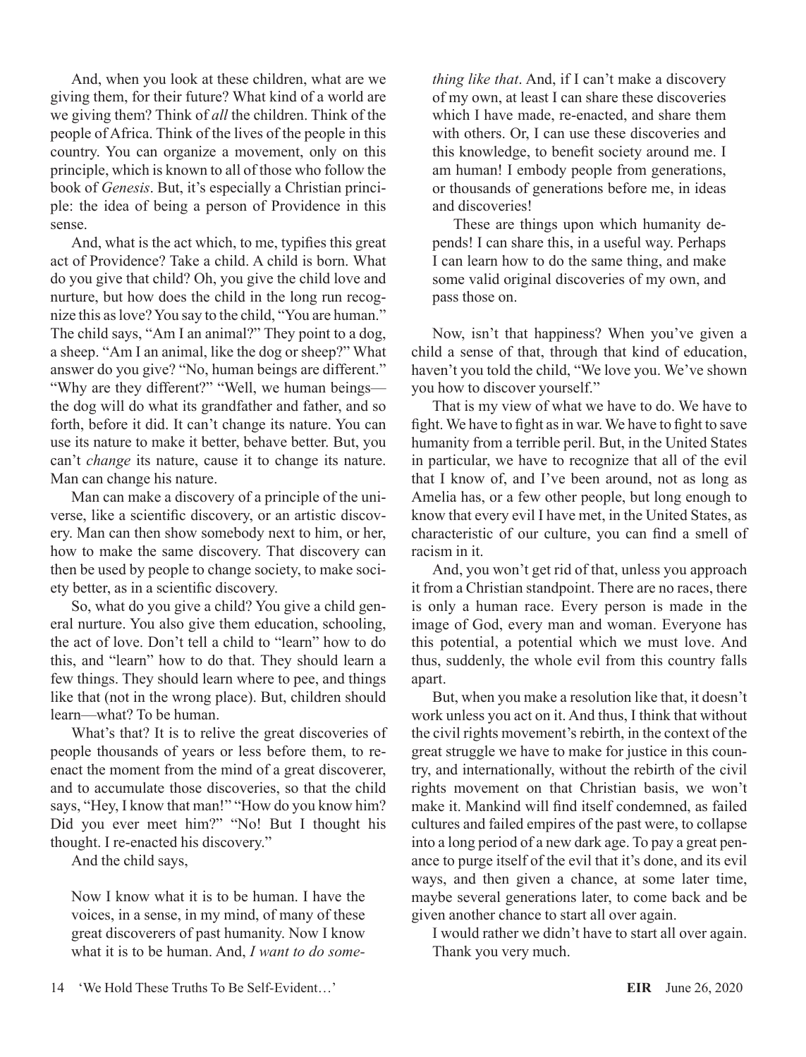And, when you look at these children, what are we giving them, for their future? What kind of a world are we giving them? Think of *all* the children. Think of the people of Africa. Think of the lives of the people in this country. You can organize a movement, only on this principle, which is known to all of those who follow the book of *Genesis*. But, it's especially a Christian principle: the idea of being a person of Providence in this sense.

And, what is the act which, to me, typifies this great act of Providence? Take a child. A child is born. What do you give that child? Oh, you give the child love and nurture, but how does the child in the long run recognize this as love? You say to the child, "You are human." The child says, "Am I an animal?" They point to a dog, a sheep. "Am I an animal, like the dog or sheep?" What answer do you give? "No, human beings are different." "Why are they different?" "Well, we human beings—the dog will do what its grandfather and father, and so forth, before it did. It can't change its nature. You can use its nature to make it better, behave better. But, you can't *change* its nature, cause it to change its nature. Man can change his nature.

Man can make a discovery of a principle of the universe, like a scientific discovery, or an artistic discovery. Man can then show somebody next to him, or her, how to make the same discovery. That discovery can then be used by people to change society, to make society better, as in a scientific discovery.

So, what do you give a child? You give a child general nurture. You also give them education, schooling, the act of love. Don't tell a child to "learn" how to do this, and "learn" how to do that. They should learn a few things. They should learn where to pee, and things like that (not in the wrong place). But, children should learn—what? To be human.

What's that? It is to relive the great discoveries of people thousands of years or less before them, to re-enact the moment from the mind of a great discoverer, and to accumulate those discoveries, so that the child says, "Hey, I know that man!" "How do you know him? Did you ever meet him?" "No! But I thought his thought. I re-enacted his discovery."

And the child says,

> Now I know what it is to be human. I have the voices, in a sense, in my mind, of many of these great discoverers of past humanity. Now I know what it is to be human. And, *I want to do something like that*. And, if I can't make a discovery of my own, at least I can share these discoveries which I have made, re-enacted, and share them with others. Or, I can use these discoveries and this knowledge, to benefit society around me. I am human! I embody people from generations, or thousands of generations before me, in ideas and discoveries!
>
> These are things upon which humanity depends! I can share this, in a useful way. Perhaps I can learn how to do the same thing, and make some valid original discoveries of my own, and pass those on.

Now, isn't that happiness? When you've given a child a sense of that, through that kind of education, haven't you told the child, "We love you. We've shown you how to discover yourself."

That is my view of what we have to do. We have to fight. We have to fight as in war. We have to fight to save humanity from a terrible peril. But, in the United States in particular, we have to recognize that all of the evil that I know of, and I've been around, not as long as Amelia has, or a few other people, but long enough to know that every evil I have met, in the United States, as characteristic of our culture, you can find a smell of racism in it.

And, you won't get rid of that, unless you approach it from a Christian standpoint. There are no races, there is only a human race. Every person is made in the image of God, every man and woman. Everyone has this potential, a potential which we must love. And thus, suddenly, the whole evil from this country falls apart.

But, when you make a resolution like that, it doesn't work unless you act on it. And thus, I think that without the civil rights movement's rebirth, in the context of the great struggle we have to make for justice in this country, and internationally, without the rebirth of the civil rights movement on that Christian basis, we won't make it. Mankind will find itself condemned, as failed cultures and failed empires of the past were, to collapse into a long period of a new dark age. To pay a great penance to purge itself of the evil that it's done, and its evil ways, and then given a chance, at some later time, maybe several generations later, to come back and be given another chance to start all over again.

I would rather we didn't have to start all over again. Thank you very much.